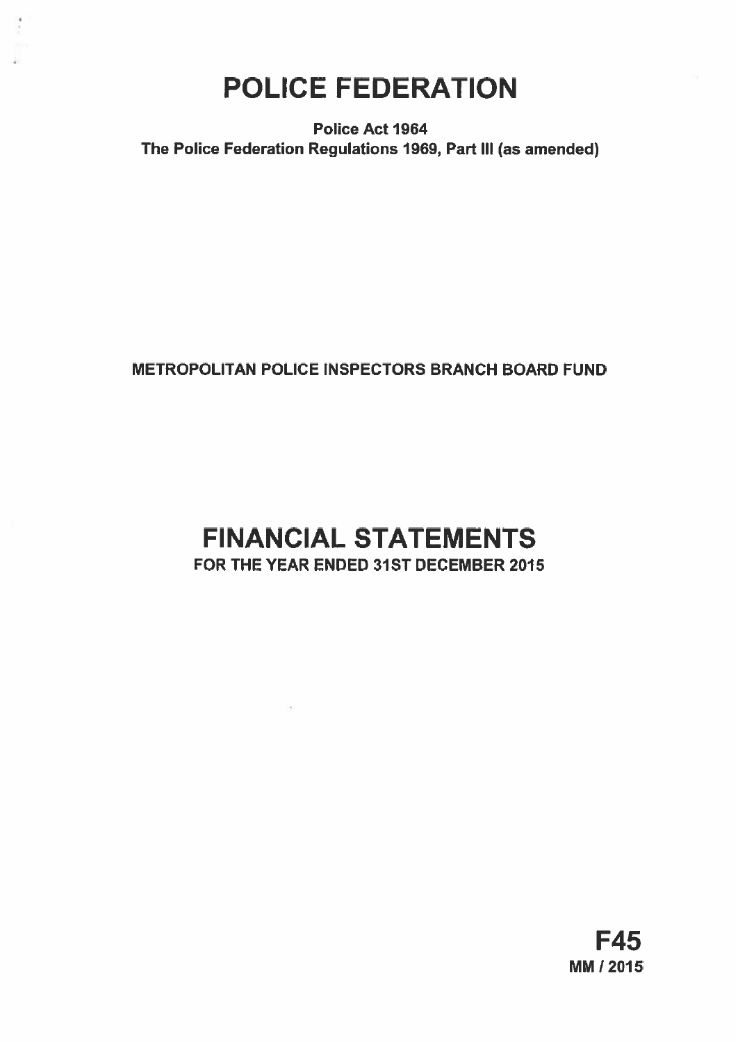# POLICE FEDERATION

**Police Act 1964**
**The Police Federation Regulations 1969, Part III (as amended)**

**METROPOLITAN POLICE INSPECTORS BRANCH BOARD FUND**

# FINANCIAL STATEMENTS

**FOR THE YEAR ENDED 31ST DECEMBER 2015**

**F45**
**MM / 2015**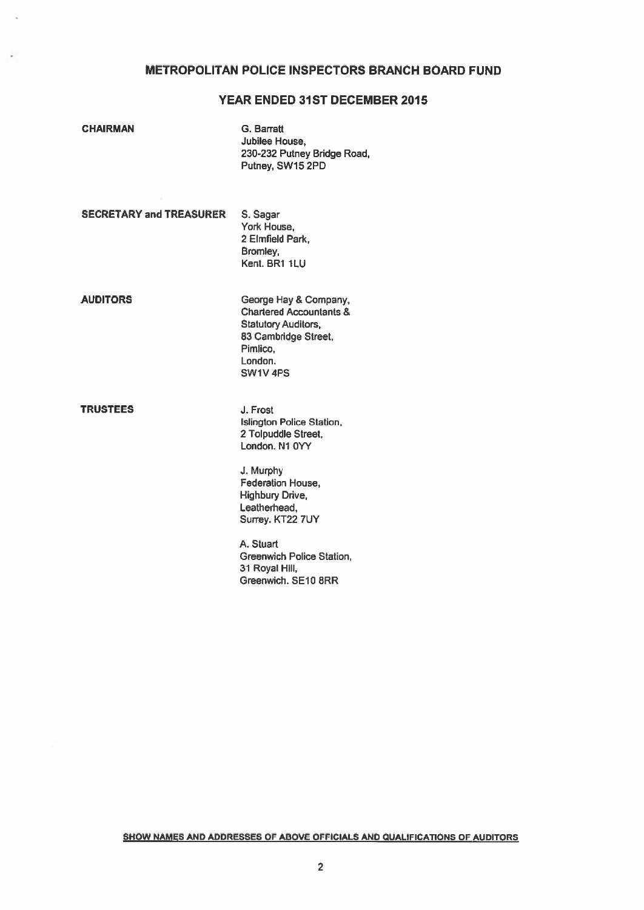# METROPOLITAN POLICE INSPECTORS BRANCH BOARD FUND

## YEAR ENDED 31ST DECEMBER 2015

**CHAIRMAN**

G. Barratt
Jubilee House,
230-232 Putney Bridge Road,
Putney, SW15 2PD

**SECRETARY and TREASURER**

S. Sagar
York House,
2 Elmfield Park,
Bromley,
Kent. BR1 1LU

**AUDITORS**

George Hay & Company,
Chartered Accountants &
Statutory Auditors,
83 Cambridge Street,
Pimlico,
London.
SW1V 4PS

**TRUSTEES**

J. Frost
Islington Police Station,
2 Tolpuddle Street,
London. N1 0YY

J. Murphy
Federation House,
Highbury Drive,
Leatherhead,
Surrey. KT22 7UY

A. Stuart
Greenwich Police Station,
31 Royal Hill,
Greenwich. SE10 8RR

**SHOW NAMES AND ADDRESSES OF ABOVE OFFICIALS AND QUALIFICATIONS OF AUDITORS**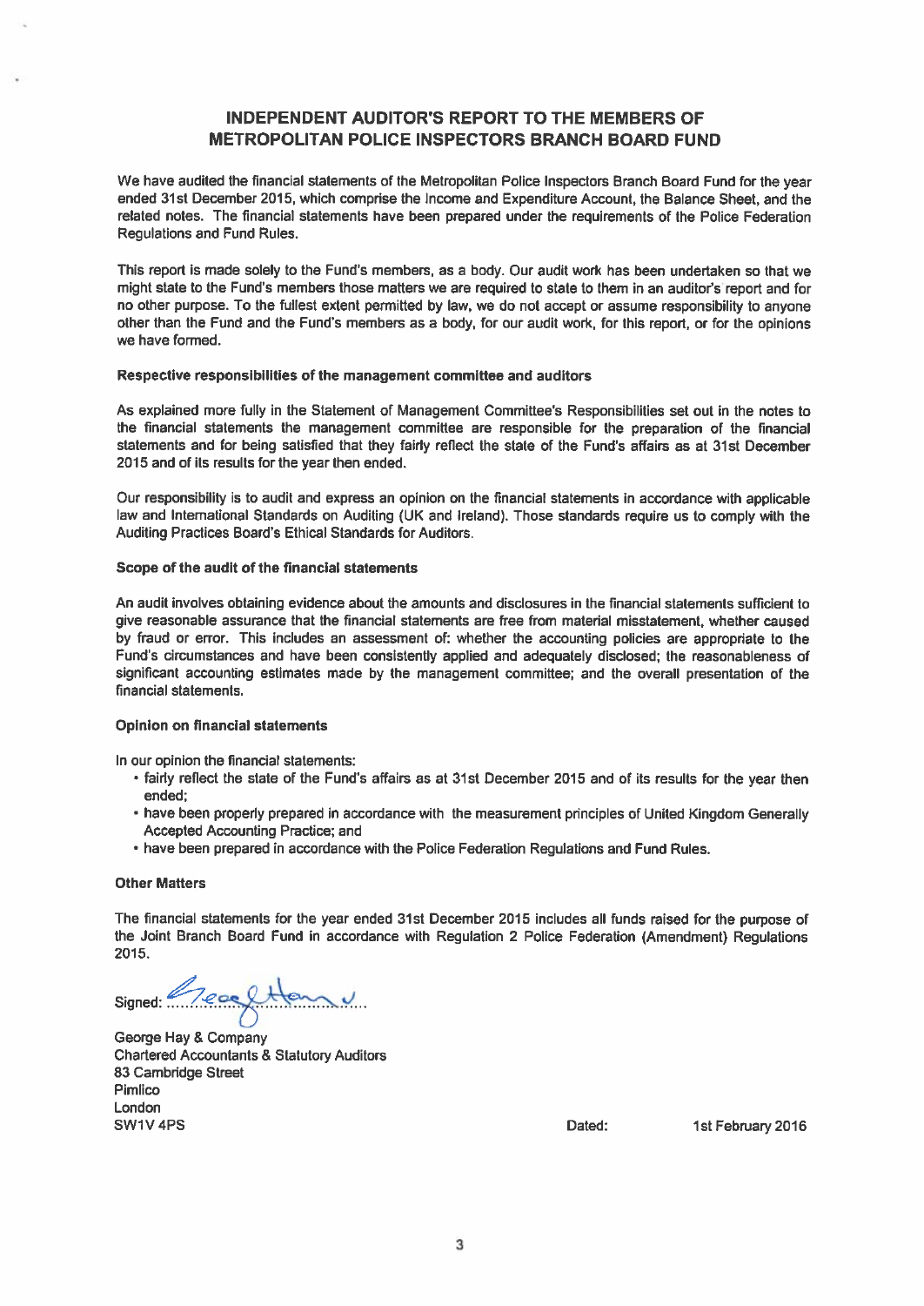# INDEPENDENT AUDITOR'S REPORT TO THE MEMBERS OF METROPOLITAN POLICE INSPECTORS BRANCH BOARD FUND

We have audited the financial statements of the Metropolitan Police Inspectors Branch Board Fund for the year ended 31st December 2015, which comprise the Income and Expenditure Account, the Balance Sheet, and the related notes. The financial statements have been prepared under the requirements of the Police Federation Regulations and Fund Rules.

This report is made solely to the Fund's members, as a body. Our audit work has been undertaken so that we might state to the Fund's members those matters we are required to state to them in an auditor's report and for no other purpose. To the fullest extent permitted by law, we do not accept or assume responsibility to anyone other than the Fund and the Fund's members as a body, for our audit work, for this report, or for the opinions we have formed.

### Respective responsibilities of the management committee and auditors

As explained more fully in the Statement of Management Committee's Responsibilities set out in the notes to the financial statements the management committee are responsible for the preparation of the financial statements and for being satisfied that they fairly reflect the state of the Fund's affairs as at 31st December 2015 and of its results for the year then ended.

Our responsibility is to audit and express an opinion on the financial statements in accordance with applicable law and International Standards on Auditing (UK and Ireland). Those standards require us to comply with the Auditing Practices Board's Ethical Standards for Auditors.

### Scope of the audit of the financial statements

An audit involves obtaining evidence about the amounts and disclosures in the financial statements sufficient to give reasonable assurance that the financial statements are free from material misstatement, whether caused by fraud or error. This includes an assessment of: whether the accounting policies are appropriate to the Fund's circumstances and have been consistently applied and adequately disclosed; the reasonableness of significant accounting estimates made by the management committee; and the overall presentation of the financial statements.

### Opinion on financial statements

In our opinion the financial statements:

- fairly reflect the state of the Fund's affairs as at 31st December 2015 and of its results for the year then ended;
- have been properly prepared in accordance with the measurement principles of United Kingdom Generally Accepted Accounting Practice; and
- have been prepared in accordance with the Police Federation Regulations and Fund Rules.

### Other Matters

The financial statements for the year ended 31st December 2015 includes all funds raised for the purpose of the Joint Branch Board Fund in accordance with Regulation 2 Police Federation (Amendment) Regulations 2015.

Signed: ..............................

George Hay & Company
Chartered Accountants & Statutory Auditors
83 Cambridge Street
Pimlico
London
SW1V 4PS

Dated: 1st February 2016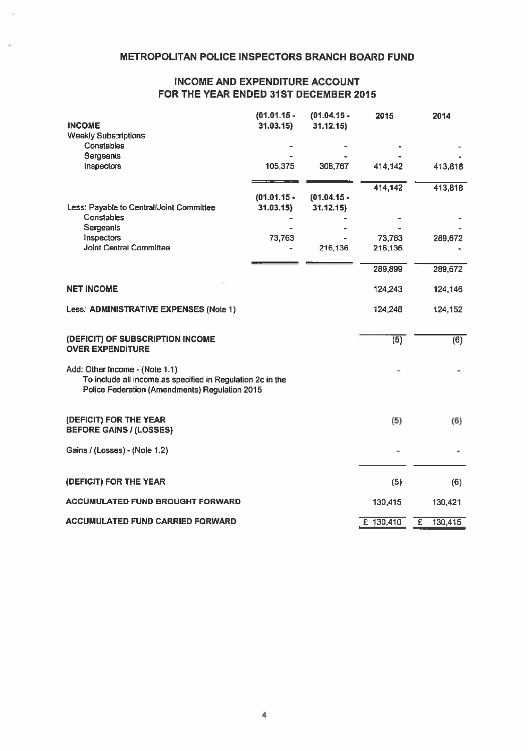# METROPOLITAN POLICE INSPECTORS BRANCH BOARD FUND

## INCOME AND EXPENDITURE ACCOUNT FOR THE YEAR ENDED 31ST DECEMBER 2015

| | (01.01.15 - 31.03.15) | (01.04.15 - 31.12.15) | 2015 | 2014 |
|---|---|---|---|---|
| **INCOME** | | | | |
| Weekly Subscriptions | | | | |
| Constables | - | - | - | - |
| Sergeants | - | - | - | - |
| Inspectors | 105,375 | 308,767 | 414,142 | 413,818 |
| | | | 414,142 | 413,818 |
| | (01.01.15 - 31.03.15) | (01.04.15 - 31.12.15) | | |
| Less: Payable to Central/Joint Committee | | | | |
| Constables | - | - | - | - |
| Sergeants | - | - | - | - |
| Inspectors | 73,763 | - | 73,763 | 289,672 |
| Joint Central Committee | - | 216,136 | 216,136 | - |
| | | | 289,899 | 289,672 |
| **NET INCOME** | | | 124,243 | 124,146 |
| Less: **ADMINISTRATIVE EXPENSES** (Note 1) | | | 124,248 | 124,152 |
| **(DEFICIT) OF SUBSCRIPTION INCOME OVER EXPENDITURE** | | | (5) | (6) |
| Add: Other Income - (Note 1.1) To include all income as specified in Regulation 2c in the Police Federation (Amendments) Regulation 2015 | | | - | - |
| **(DEFICIT) FOR THE YEAR BEFORE GAINS / (LOSSES)** | | | (5) | (6) |
| Gains / (Losses) - (Note 1.2) | | | - | - |
| **(DEFICIT) FOR THE YEAR** | | | (5) | (6) |
| **ACCUMULATED FUND BROUGHT FORWARD** | | | 130,415 | 130,421 |
| **ACCUMULATED FUND CARRIED FORWARD** | | | £ 130,410 | £ 130,415 |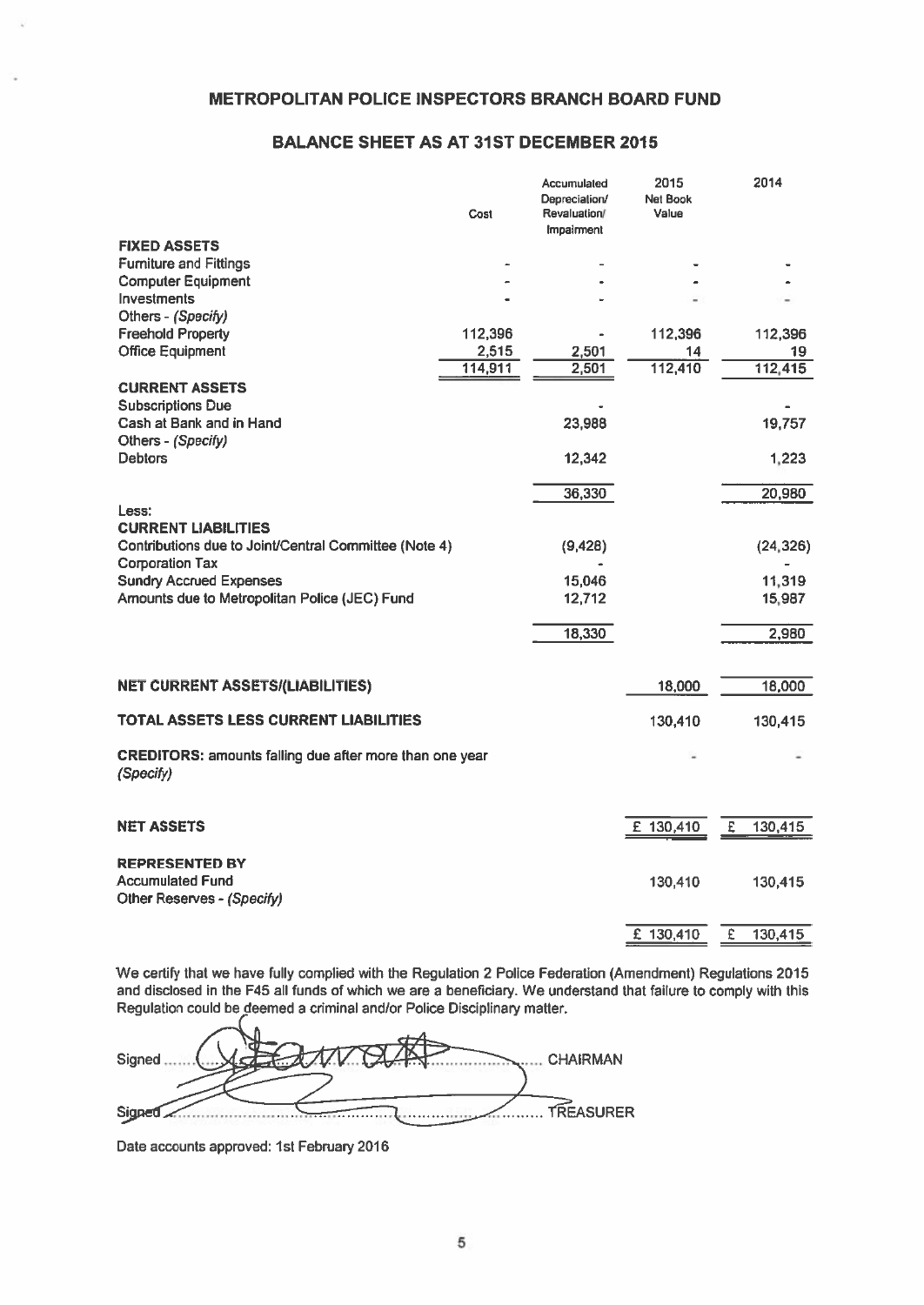# METROPOLITAN POLICE INSPECTORS BRANCH BOARD FUND

## BALANCE SHEET AS AT 31ST DECEMBER 2015

| | Cost | Accumulated Depreciation/ Revaluation/ Impairment | 2015 Net Book Value | 2014 |
|---|---|---|---|---|
| **FIXED ASSETS** | | | | |
| Furniture and Fittings | - | - | - | - |
| Computer Equipment | - | - | - | - |
| Investments | - | - | - | - |
| Others - *(Specify)* | | | | |
| Freehold Property | 112,396 | - | 112,396 | 112,396 |
| Office Equipment | 2,515 | 2,501 | 14 | 19 |
| | 114,911 | 2,501 | 112,410 | 112,415 |
| **CURRENT ASSETS** | | | | |
| Subscriptions Due | | - | | - |
| Cash at Bank and in Hand | | 23,988 | | 19,757 |
| Others - *(Specify)* | | | | |
| Debtors | | 12,342 | | 1,223 |
| | | 36,330 | | 20,980 |
| Less: | | | | |
| **CURRENT LIABILITIES** | | | | |
| Contributions due to Joint/Central Committee (Note 4) | | (9,428) | | (24,326) |
| Corporation Tax | | - | | - |
| Sundry Accrued Expenses | | 15,046 | | 11,319 |
| Amounts due to Metropolitan Police (JEC) Fund | | 12,712 | | 15,987 |
| | | 18,330 | | 2,980 |
| **NET CURRENT ASSETS/(LIABILITIES)** | | | 18,000 | 18,000 |
| **TOTAL ASSETS LESS CURRENT LIABILITIES** | | | 130,410 | 130,415 |
| **CREDITORS:** amounts falling due after more than one year *(Specify)* | | | - | - |
| **NET ASSETS** | | | £ 130,410 | £ 130,415 |
| **REPRESENTED BY** | | | | |
| Accumulated Fund | | | 130,410 | 130,415 |
| Other Reserves - *(Specify)* | | | | |
| | | | £ 130,410 | £ 130,415 |

We certify that we have fully complied with the Regulation 2 Police Federation (Amendment) Regulations 2015 and disclosed in the F45 all funds of which we are a beneficiary. We understand that failure to comply with this Regulation could be deemed a criminal and/or Police Disciplinary matter.

Signed ........................................ CHAIRMAN

Signed ........................................ TREASURER

Date accounts approved: 1st February 2016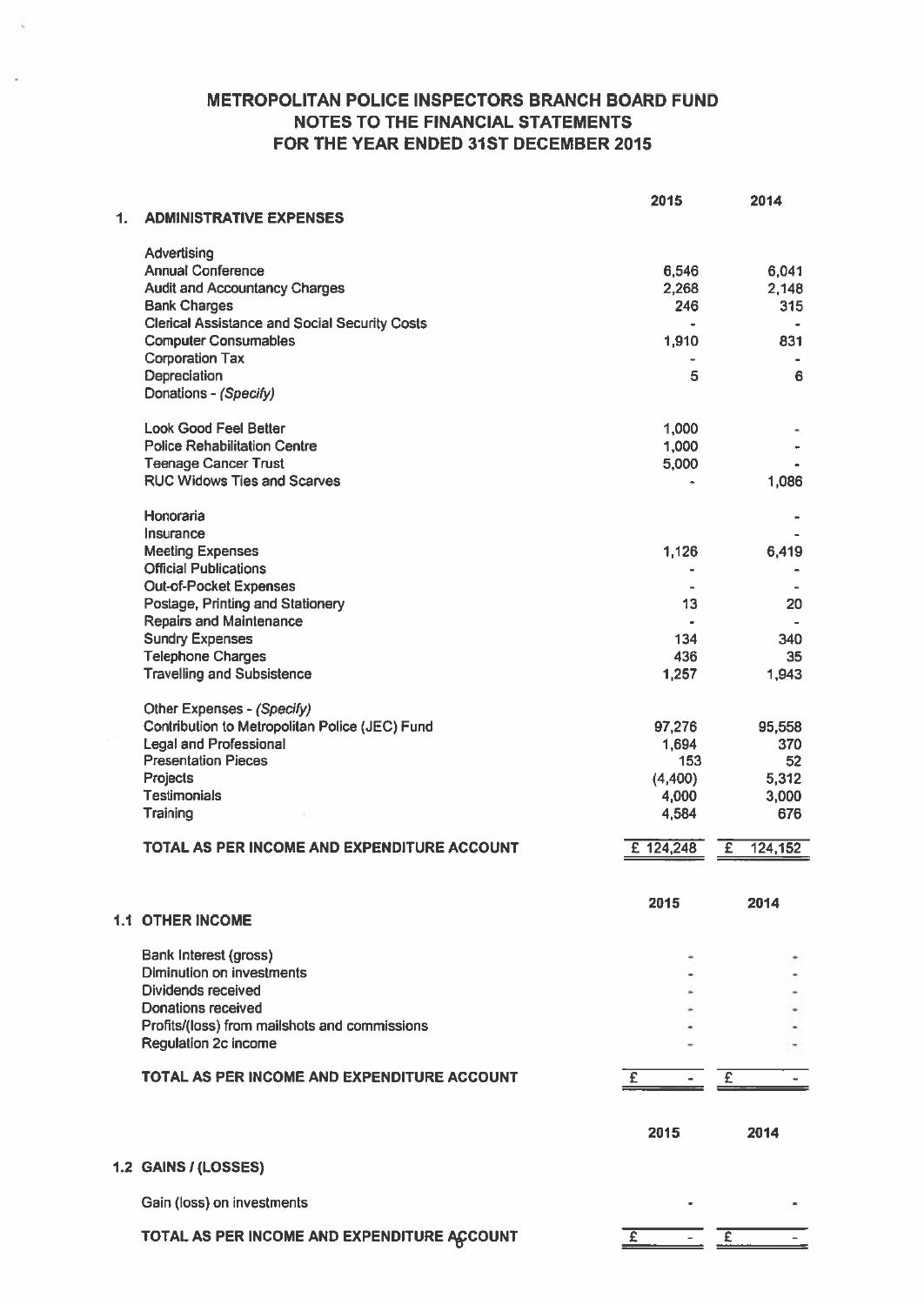# METROPOLITAN POLICE INSPECTORS BRANCH BOARD FUND
## NOTES TO THE FINANCIAL STATEMENTS
## FOR THE YEAR ENDED 31ST DECEMBER 2015

| | 2015 | 2014 |
|---|---|---|
| **1. ADMINISTRATIVE EXPENSES** | | |
| Advertising | | |
| Annual Conference | 6,546 | 6,041 |
| Audit and Accountancy Charges | 2,268 | 2,148 |
| Bank Charges | 246 | 315 |
| Clerical Assistance and Social Security Costs | - | - |
| Computer Consumables | 1,910 | 831 |
| Corporation Tax | - | - |
| Depreciation | 5 | 6 |
| Donations - *(Specify)* | | |
| Look Good Feel Better | 1,000 | - |
| Police Rehabilitation Centre | 1,000 | - |
| Teenage Cancer Trust | 5,000 | - |
| RUC Widows Ties and Scarves | - | 1,086 |
| Honoraria | | - |
| Insurance | | - |
| Meeting Expenses | 1,126 | 6,419 |
| Official Publications | - | - |
| Out-of-Pocket Expenses | - | - |
| Postage, Printing and Stationery | 13 | 20 |
| Repairs and Maintenance | - | - |
| Sundry Expenses | 134 | 340 |
| Telephone Charges | 436 | 35 |
| Travelling and Subsistence | 1,257 | 1,943 |
| Other Expenses - *(Specify)* | | |
| Contribution to Metropolitan Police (JEC) Fund | 97,276 | 95,558 |
| Legal and Professional | 1,694 | 370 |
| Presentation Pieces | 153 | 52 |
| Projects | (4,400) | 5,312 |
| Testimonials | 4,000 | 3,000 |
| Training | 4,584 | 676 |
| **TOTAL AS PER INCOME AND EXPENDITURE ACCOUNT** | £ 124,248 | £ 124,152 |

| | 2015 | 2014 |
|---|---|---|
| **1.1 OTHER INCOME** | | |
| Bank Interest (gross) | - | - |
| Diminution on investments | - | - |
| Dividends received | - | - |
| Donations received | - | - |
| Profits/(loss) from mailshots and commissions | - | - |
| Regulation 2c income | - | - |
| **TOTAL AS PER INCOME AND EXPENDITURE ACCOUNT** | £ - | £ - |

| | 2015 | 2014 |
|---|---|---|
| **1.2 GAINS / (LOSSES)** | | |
| Gain (loss) on investments | - | - |
| **TOTAL AS PER INCOME AND EXPENDITURE ACCOUNT** | £ - | £ - |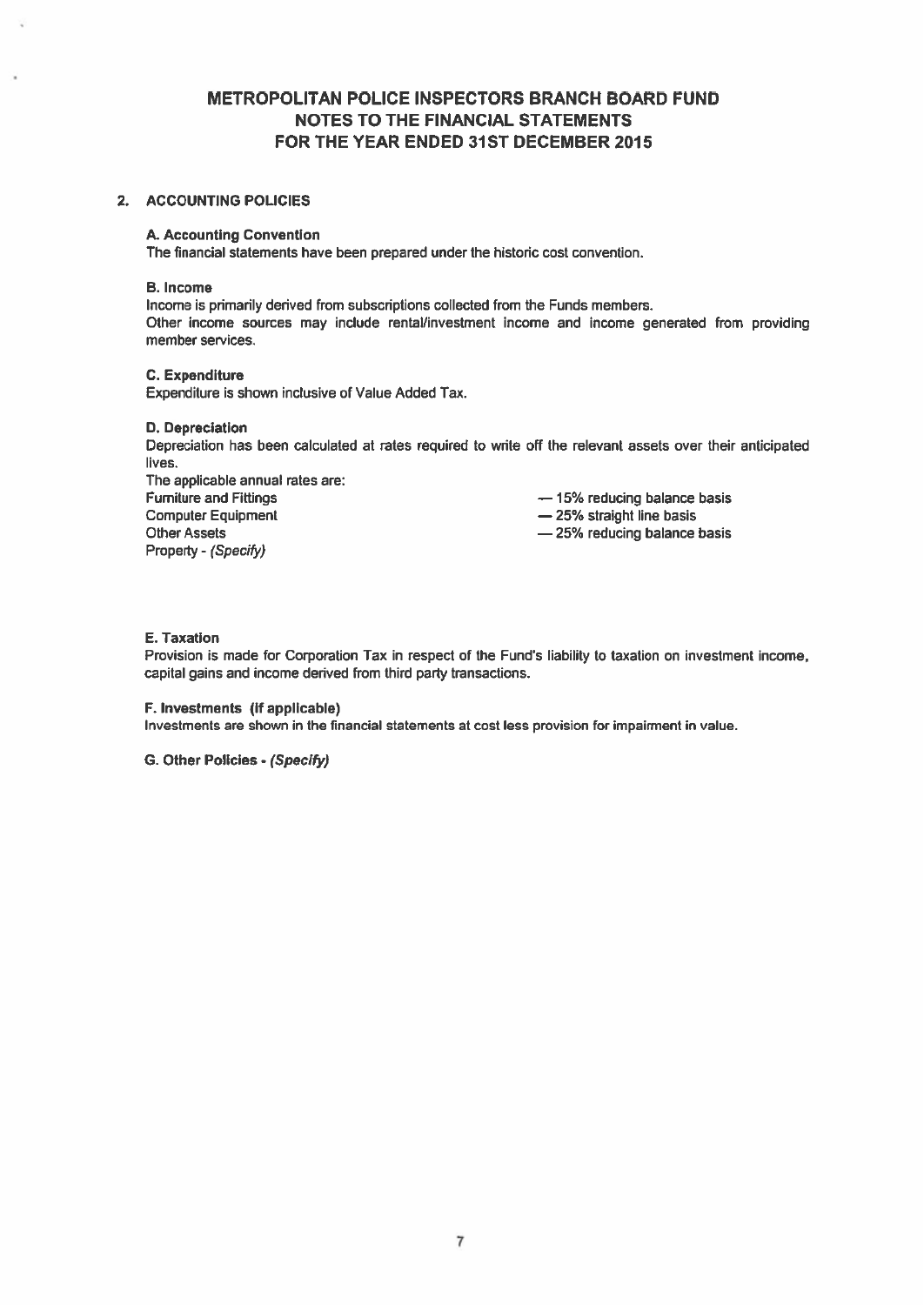# METROPOLITAN POLICE INSPECTORS BRANCH BOARD FUND
## NOTES TO THE FINANCIAL STATEMENTS
## FOR THE YEAR ENDED 31ST DECEMBER 2015

### 2. ACCOUNTING POLICIES

**A. Accounting Convention**

The financial statements have been prepared under the historic cost convention.

**B. Income**

Income is primarily derived from subscriptions collected from the Funds members.
Other income sources may include rental/investment income and income generated from providing member services.

**C. Expenditure**

Expenditure is shown inclusive of Value Added Tax.

**D. Depreciation**

Depreciation has been calculated at rates required to write off the relevant assets over their anticipated lives.

The applicable annual rates are:

| | |
|---|---|
| Furniture and Fittings | — 15% reducing balance basis |
| Computer Equipment | — 25% straight line basis |
| Other Assets | — 25% reducing balance basis |
| Property - *(Specify)* | |

**E. Taxation**

Provision is made for Corporation Tax in respect of the Fund's liability to taxation on investment income, capital gains and income derived from third party transactions.

**F. Investments (If applicable)**

Investments are shown in the financial statements at cost less provision for impairment in value.

**G. Other Policies - *(Specify)***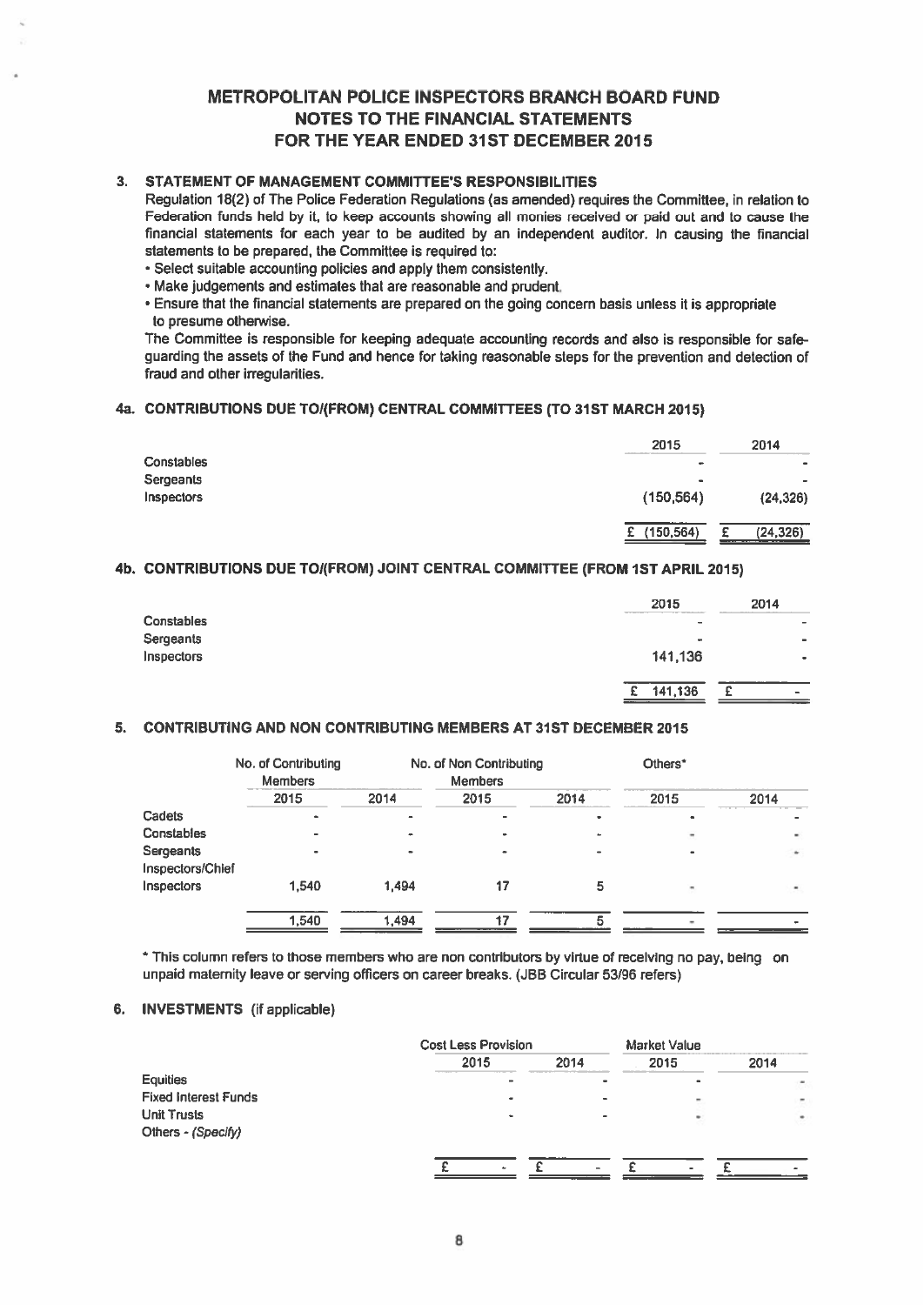# METROPOLITAN POLICE INSPECTORS BRANCH BOARD FUND
## NOTES TO THE FINANCIAL STATEMENTS
## FOR THE YEAR ENDED 31ST DECEMBER 2015

### 3. STATEMENT OF MANAGEMENT COMMITTEE'S RESPONSIBILITIES

Regulation 18(2) of The Police Federation Regulations (as amended) requires the Committee, in relation to Federation funds held by it, to keep accounts showing all monies received or paid out and to cause the financial statements for each year to be audited by an independent auditor. In causing the financial statements to be prepared, the Committee is required to:

- Select suitable accounting policies and apply them consistently.
- Make judgements and estimates that are reasonable and prudent.
- Ensure that the financial statements are prepared on the going concern basis unless it is appropriate to presume otherwise.

The Committee is responsible for keeping adequate accounting records and also is responsible for safe-guarding the assets of the Fund and hence for taking reasonable steps for the prevention and detection of fraud and other irregularities.

### 4a. CONTRIBUTIONS DUE TO/(FROM) CENTRAL COMMITTEES (TO 31ST MARCH 2015)

| | 2015 | 2014 |
|---|---|---|
| Constables | - | - |
| Sergeants | - | - |
| Inspectors | (150,564) | (24,326) |
| | £ (150,564) | £ (24,326) |

### 4b. CONTRIBUTIONS DUE TO/(FROM) JOINT CENTRAL COMMITTEE (FROM 1ST APRIL 2015)

| | 2015 | 2014 |
|---|---|---|
| Constables | - | - |
| Sergeants | - | - |
| Inspectors | 141,136 | - |
| | £ 141,136 | £ - |

### 5. CONTRIBUTING AND NON CONTRIBUTING MEMBERS AT 31ST DECEMBER 2015

| | No. of Contributing Members | | No. of Non Contributing Members | | Others* | |
|---|---|---|---|---|---|---|
| | 2015 | 2014 | 2015 | 2014 | 2015 | 2014 |
| Cadets | - | - | - | - | - | - |
| Constables | - | - | - | - | - | - |
| Sergeants | - | - | - | - | - | - |
| Inspectors/Chief Inspectors | 1,540 | 1,494 | 17 | 5 | - | - |
| | 1,540 | 1,494 | 17 | 5 | - | - |

\* This column refers to those members who are non contributors by virtue of receiving no pay, being on unpaid maternity leave or serving officers on career breaks. (JBB Circular 53/96 refers)

### 6. INVESTMENTS (if applicable)

| | Cost Less Provision | | Market Value | |
|---|---|---|---|---|
| | 2015 | 2014 | 2015 | 2014 |
| Equities | - | - | - | - |
| Fixed Interest Funds | - | - | - | - |
| Unit Trusts | - | - | - | - |
| Others - *(Specify)* | | | | |
| | £ - | £ - | £ - | £ - |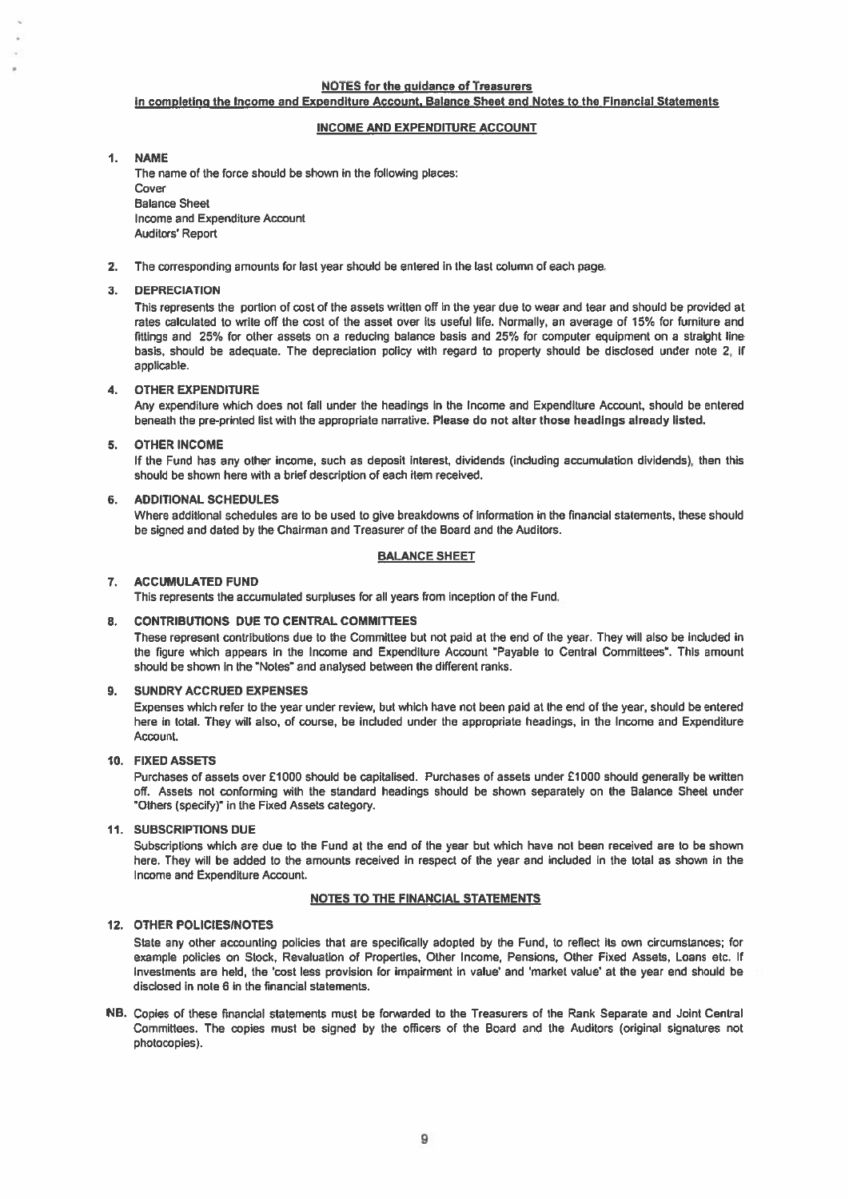## NOTES for the guidance of Treasurers

### in completing the Income and Expenditure Account, Balance Sheet and Notes to the Financial Statements

### INCOME AND EXPENDITURE ACCOUNT

**1. NAME**

The name of the force should be shown in the following places:
Cover
Balance Sheet
Income and Expenditure Account
Auditors' Report

**2.** The corresponding amounts for last year should be entered in the last column of each page.

**3. DEPRECIATION**

This represents the portion of cost of the assets written off in the year due to wear and tear and should be provided at rates calculated to write off the cost of the asset over its useful life. Normally, an average of 15% for furniture and fittings and 25% for other assets on a reducing balance basis and 25% for computer equipment on a straight line basis, should be adequate. The depreciation policy with regard to property should be disclosed under note 2, if applicable.

**4. OTHER EXPENDITURE**

Any expenditure which does not fall under the headings in the Income and Expenditure Account, should be entered beneath the pre-printed list with the appropriate narrative. **Please do not alter those headings already listed.**

**5. OTHER INCOME**

If the Fund has any other income, such as deposit interest, dividends (including accumulation dividends), then this should be shown here with a brief description of each item received.

**6. ADDITIONAL SCHEDULES**

Where additional schedules are to be used to give breakdowns of information in the financial statements, these should be signed and dated by the Chairman and Treasurer of the Board and the Auditors.

### BALANCE SHEET

**7. ACCUMULATED FUND**

This represents the accumulated surpluses for all years from inception of the Fund.

**8. CONTRIBUTIONS DUE TO CENTRAL COMMITTEES**

These represent contributions due to the Committee but not paid at the end of the year. They will also be included in the figure which appears in the Income and Expenditure Account "Payable to Central Committees". This amount should be shown in the "Notes" and analysed between the different ranks.

**9. SUNDRY ACCRUED EXPENSES**

Expenses which refer to the year under review, but which have not been paid at the end of the year, should be entered here in total. They will also, of course, be included under the appropriate headings, in the Income and Expenditure Account.

**10. FIXED ASSETS**

Purchases of assets over £1000 should be capitalised. Purchases of assets under £1000 should generally be written off. Assets not conforming with the standard headings should be shown separately on the Balance Sheet under "Others (specify)" in the Fixed Assets category.

**11. SUBSCRIPTIONS DUE**

Subscriptions which are due to the Fund at the end of the year but which have not been received are to be shown here. They will be added to the amounts received in respect of the year and included in the total as shown in the Income and Expenditure Account.

### NOTES TO THE FINANCIAL STATEMENTS

**12. OTHER POLICIES/NOTES**

State any other accounting policies that are specifically adopted by the Fund, to reflect its own circumstances; for example policies on Stock, Revaluation of Properties, Other Income, Pensions, Other Fixed Assets, Loans etc. If investments are held, the 'cost less provision for impairment in value' and 'market value' at the year end should be disclosed in note 6 in the financial statements.

**NB.** Copies of these financial statements must be forwarded to the Treasurers of the Rank Separate and Joint Central Committees. The copies must be signed by the officers of the Board and the Auditors (original signatures not photocopies).